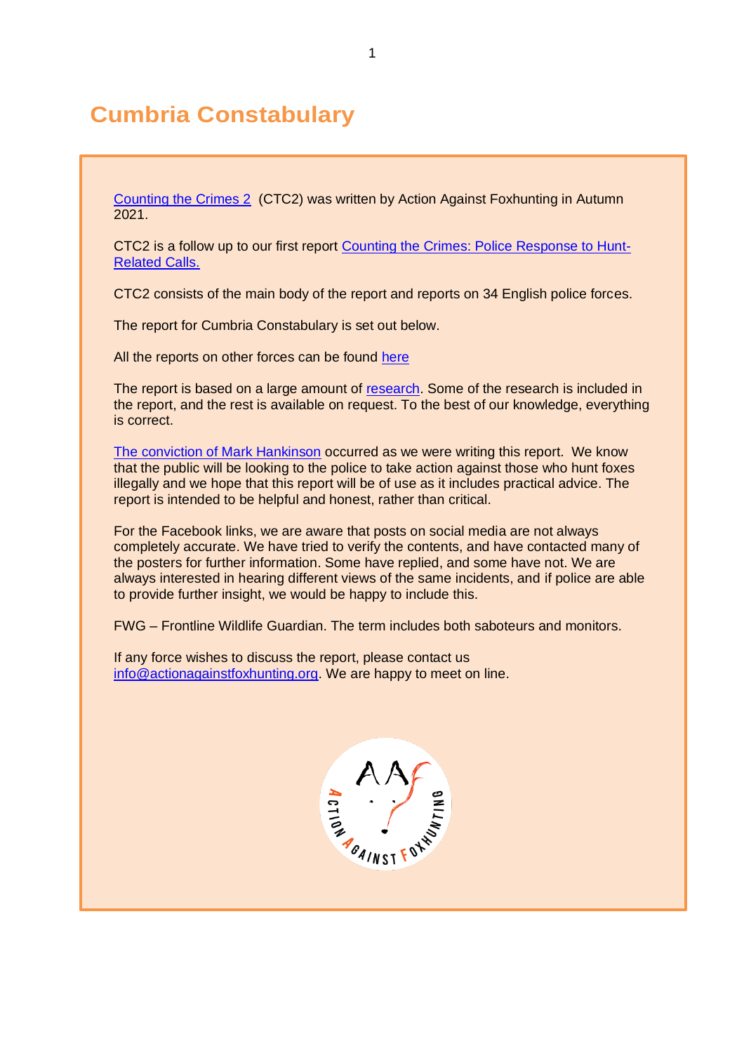# Cumbria Constabulary

Counting the Crimes 2 (CTC2) was written by Action Against Foxhunting in Autumn 2021.

CTC2 is a follow up to our first report Counting the Crimes: Police Response to Hunt-Related Calls.

CTC2 consists of the main body of the report and reports on 34 English police forces.

The report for Cumbria Constabulary is set out below.

All the reports on other forces can be found here

The report is based on a large amount of research. Some of the research is included in the report, and the rest is available on request. To the best of our knowledge, everything is correct.

The conviction of Mark Hankinson occurred as we were writing this report. We know that the public will be looking to the police to take action against those who hunt foxes illegally and we hope that this report will be of use as it includes practical advice. The report is intended to be helpful and honest, rather than critical.

For the Facebook links, we are aware that posts on social media are not always completely accurate. We have tried to verify the contents, and have contacted many of the posters for further information. Some have replied, and some have not. We are always interested in hearing different views of the same incidents, and if police are able to provide further insight, we would be happy to include this.

FWG – Frontline Wildlife Guardian. The term includes both saboteurs and monitors.

If any force wishes to discuss the report, please contact us info@actionagainstfoxhunting.org. We are happy to meet on line.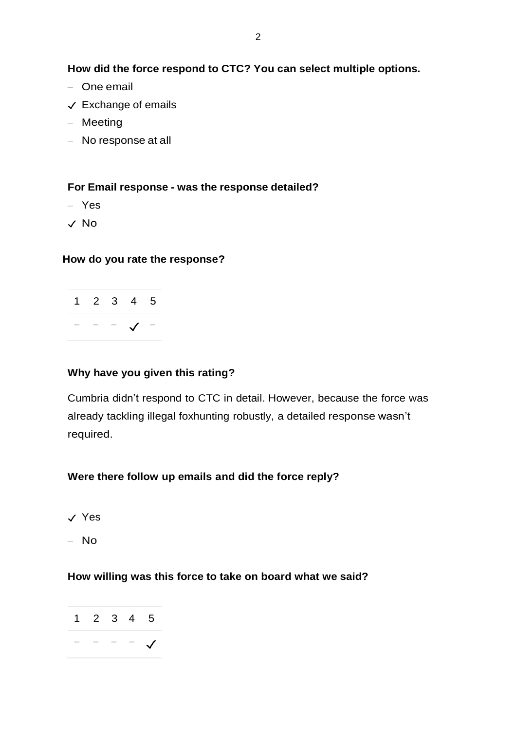**How did the force respond to CTC? You can select multiple options.**

- – One email
- ✓ Exchange of emails
- – Meeting
- – No response at all

**For Email response - was the response detailed?**

- – Yes
- ✓ No

**How do you rate the response?**

| 1 | 2 | 3 | 4 | 5 |
|---|---|---|---|---|
| – | – | – | ✓ | – |

**Why have you given this rating?**

Cumbria didn’t respond to CTC in detail. However, because the force was already tackling illegal foxhunting robustly, a detailed response wasn’t required.

**Were there follow up emails and did the force reply?**

- ✓ Yes
- – No

**How willing was this force to take on board what we said?**

| 1 | 2 | 3 | 4 | 5 |
|---|---|---|---|---|
| – | – | – | – | ✓ |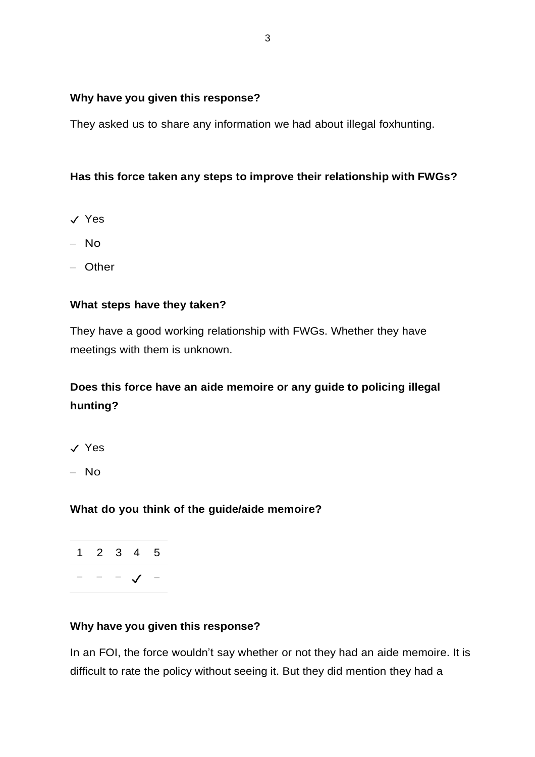**Why have you given this response?**

They asked us to share any information we had about illegal foxhunting.

**Has this force taken any steps to improve their relationship with FWGs?**

- ✓ Yes
- – No
- – Other

**What steps have they taken?**

They have a good working relationship with FWGs. Whether they have meetings with them is unknown.

**Does this force have an aide memoire or any guide to policing illegal hunting?**

- ✓ Yes
- – No

**What do you think of the guide/aide memoire?**

| 1 | 2 | 3 | 4 | 5 |
|---|---|---|---|---|
| – | – | – | ✓ | – |

**Why have you given this response?**

In an FOI, the force wouldn't say whether or not they had an aide memoire. It is difficult to rate the policy without seeing it. But they did mention they had a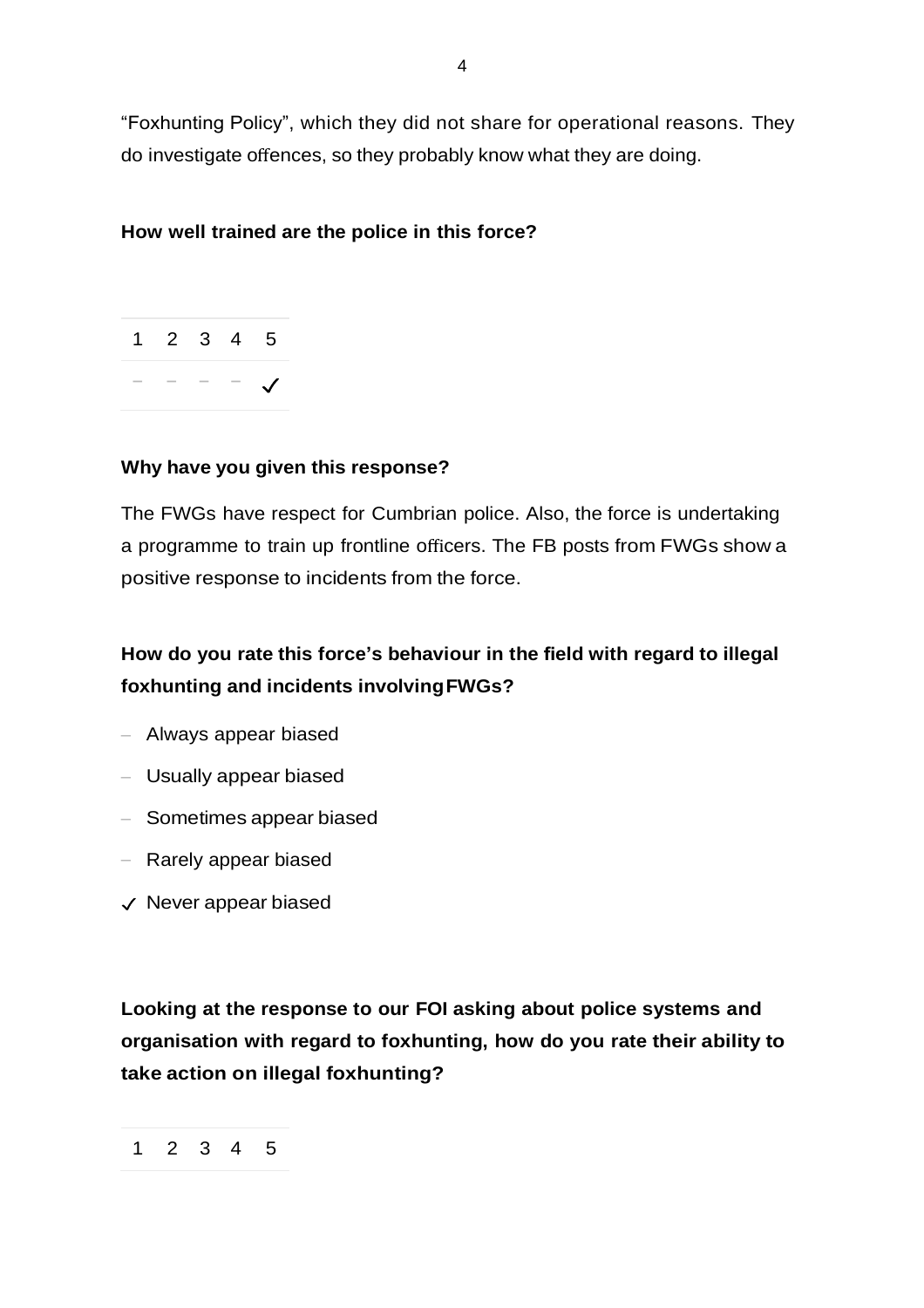"Foxhunting Policy", which they did not share for operational reasons. They do investigate offences, so they probably know what they are doing.

**How well trained are the police in this force?**

| 1 | 2 | 3 | 4 | 5 |
|---|---|---|---|---|
| – | – | – | – | ✓ |

**Why have you given this response?**

The FWGs have respect for Cumbrian police. Also, the force is undertaking a programme to train up frontline officers. The FB posts from FWGs show a positive response to incidents from the force.

**How do you rate this force's behaviour in the field with regard to illegal foxhunting and incidents involving FWGs?**

- – Always appear biased
- – Usually appear biased
- – Sometimes appear biased
- – Rarely appear biased
- ✓ Never appear biased

**Looking at the response to our FOI asking about police systems and organisation with regard to foxhunting, how do you rate their ability to take action on illegal foxhunting?**

| 1 | 2 | 3 | 4 | 5 |
|---|---|---|---|---|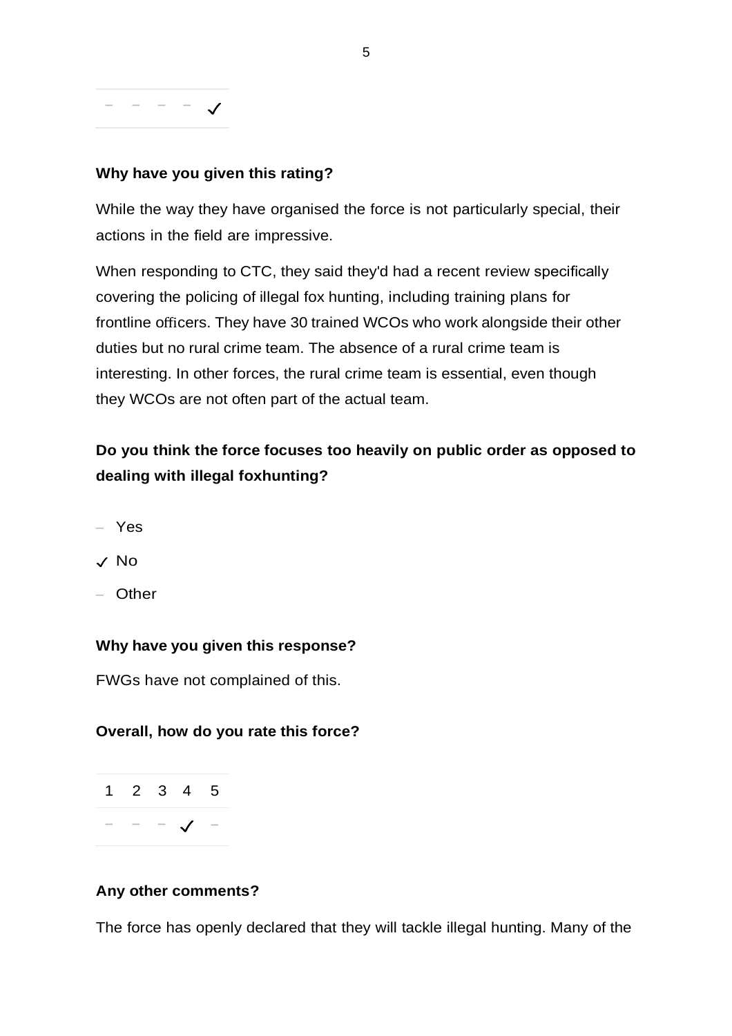| – | – | – | – | ✓ |
|---|---|---|---|---|

**Why have you given this rating?**

While the way they have organised the force is not particularly special, their actions in the field are impressive.

When responding to CTC, they said they'd had a recent review specifically covering the policing of illegal fox hunting, including training plans for frontline officers. They have 30 trained WCOs who work alongside their other duties but no rural crime team. The absence of a rural crime team is interesting. In other forces, the rural crime team is essential, even though they WCOs are not often part of the actual team.

**Do you think the force focuses too heavily on public order as opposed to dealing with illegal foxhunting?**

– Yes

✓ No

– Other

**Why have you given this response?**

FWGs have not complained of this.

**Overall, how do you rate this force?**

| 1 | 2 | 3 | 4 | 5 |
|---|---|---|---|---|
| – | – | – | ✓ | – |

**Any other comments?**

The force has openly declared that they will tackle illegal hunting. Many of the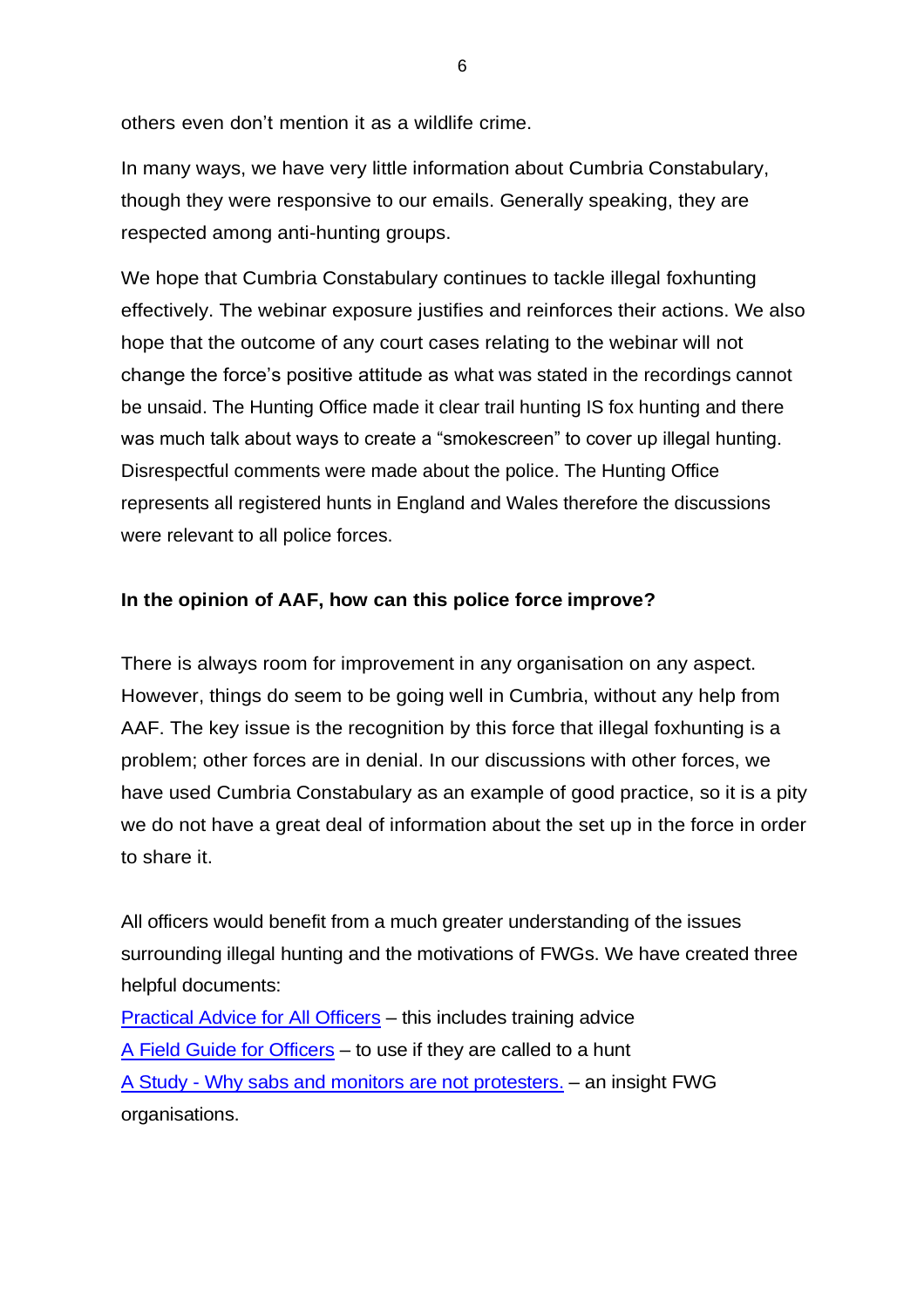others even don't mention it as a wildlife crime.

In many ways, we have very little information about Cumbria Constabulary, though they were responsive to our emails. Generally speaking, they are respected among anti-hunting groups.

We hope that Cumbria Constabulary continues to tackle illegal foxhunting effectively. The webinar exposure justifies and reinforces their actions. We also hope that the outcome of any court cases relating to the webinar will not change the force's positive attitude as what was stated in the recordings cannot be unsaid. The Hunting Office made it clear trail hunting IS fox hunting and there was much talk about ways to create a "smokescreen" to cover up illegal hunting. Disrespectful comments were made about the police. The Hunting Office represents all registered hunts in England and Wales therefore the discussions were relevant to all police forces.

**In the opinion of AAF, how can this police force improve?**

There is always room for improvement in any organisation on any aspect. However, things do seem to be going well in Cumbria, without any help from AAF. The key issue is the recognition by this force that illegal foxhunting is a problem; other forces are in denial. In our discussions with other forces, we have used Cumbria Constabulary as an example of good practice, so it is a pity we do not have a great deal of information about the set up in the force in order to share it.

All officers would benefit from a much greater understanding of the issues surrounding illegal hunting and the motivations of FWGs. We have created three helpful documents:
Practical Advice for All Officers – this includes training advice
A Field Guide for Officers – to use if they are called to a hunt
A Study - Why sabs and monitors are not protesters. – an insight FWG organisations.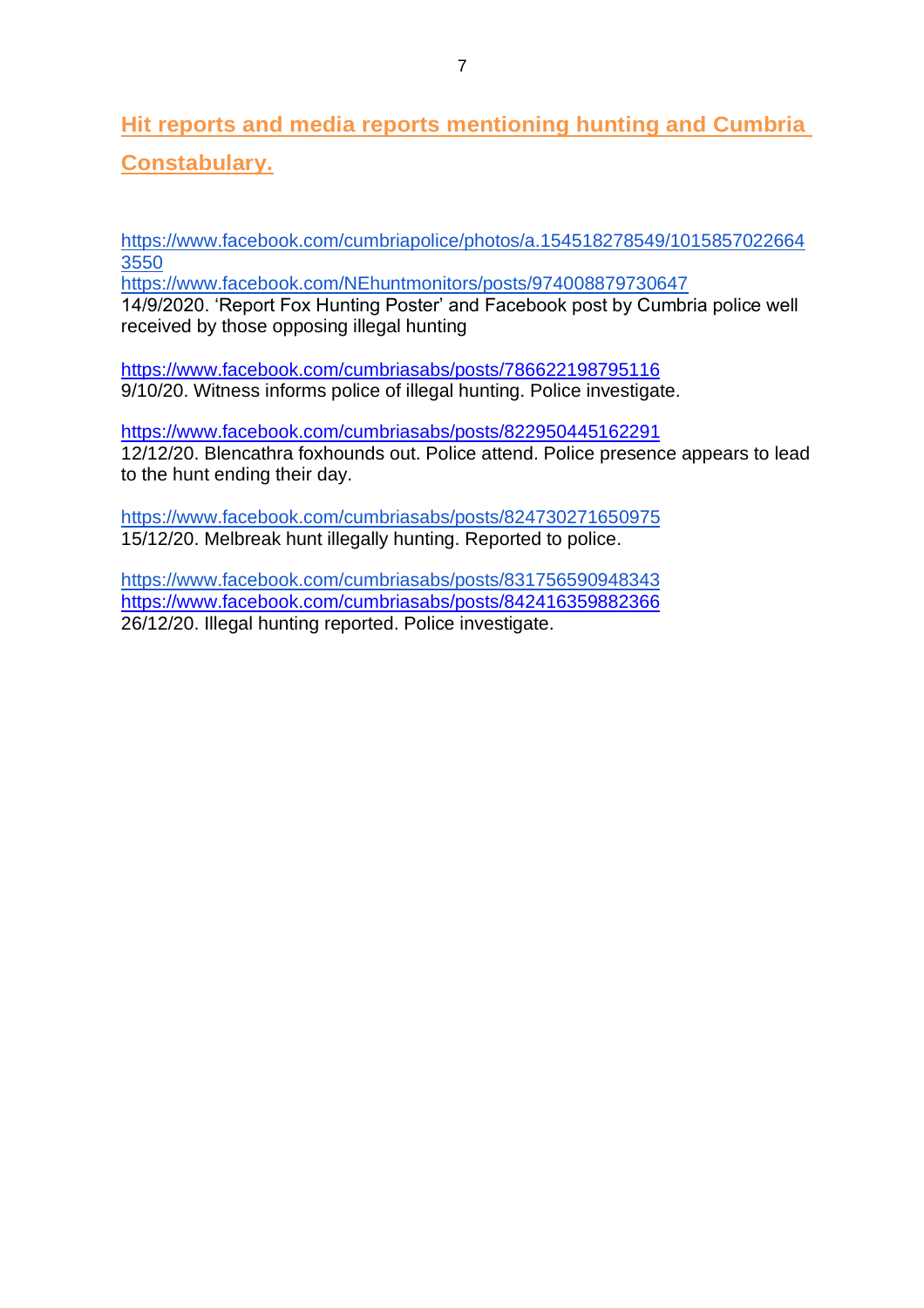## Hit reports and media reports mentioning hunting and Cumbria Constabulary.

https://www.facebook.com/cumbriapolice/photos/a.154518278549/10158570226643550
https://www.facebook.com/NEhuntmonitors/posts/974008879730647
14/9/2020. 'Report Fox Hunting Poster' and Facebook post by Cumbria police well received by those opposing illegal hunting

https://www.facebook.com/cumbriasabs/posts/786622198795116
9/10/20. Witness informs police of illegal hunting. Police investigate.

https://www.facebook.com/cumbriasabs/posts/822950445162291
12/12/20. Blencathra foxhounds out. Police attend. Police presence appears to lead to the hunt ending their day.

https://www.facebook.com/cumbriasabs/posts/824730271650975
15/12/20. Melbreak hunt illegally hunting. Reported to police.

https://www.facebook.com/cumbriasabs/posts/831756590948343
https://www.facebook.com/cumbriasabs/posts/842416359882366
26/12/20. Illegal hunting reported. Police investigate.